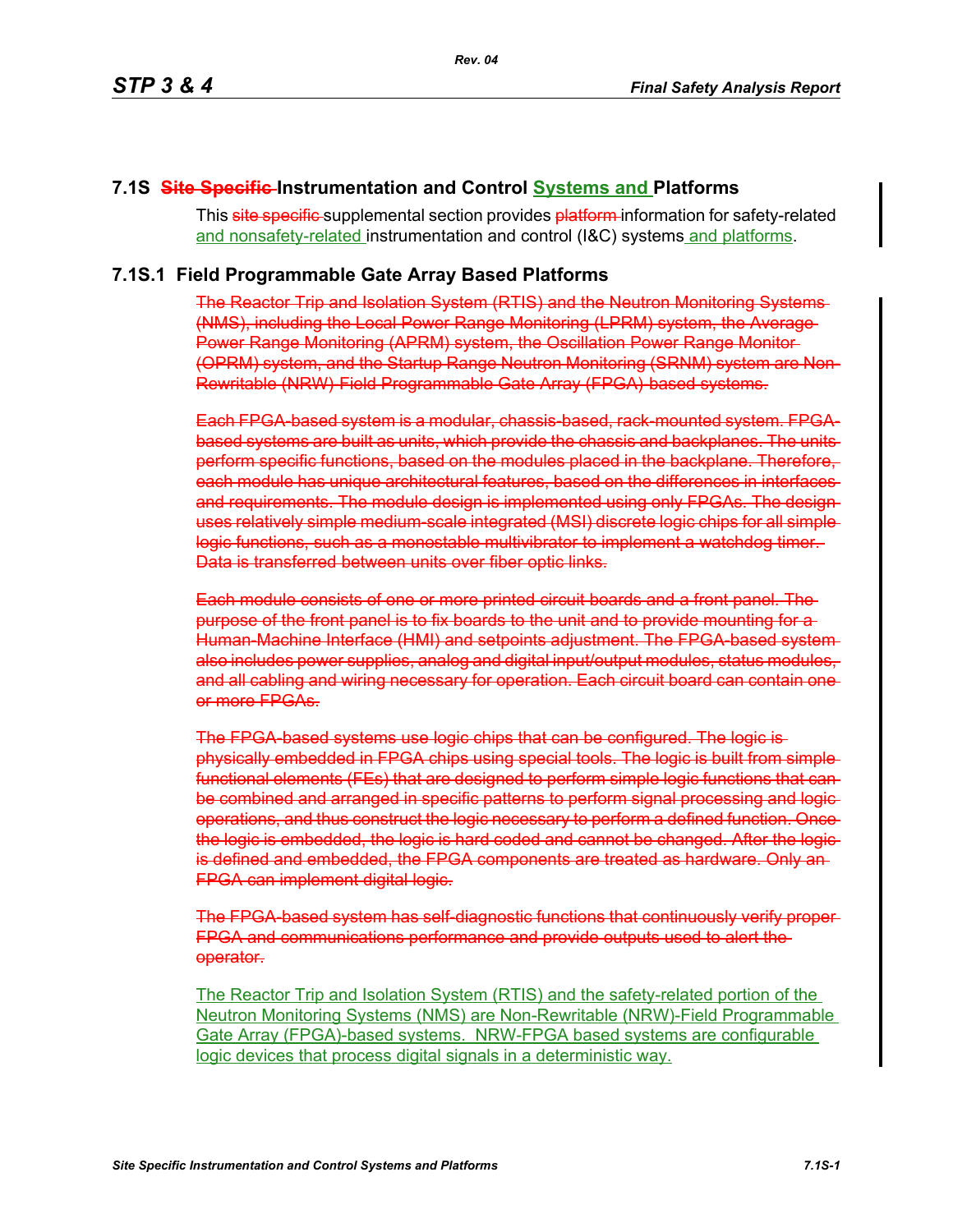## 7.1S ~~Site Specific~~ Instrumentation and Control Systems and Platforms

This ~~site specific~~ supplemental section provides ~~platform~~ information for safety-related and nonsafety-related instrumentation and control (I&C) systems and platforms.

### 7.1S.1 Field Programmable Gate Array Based Platforms

~~The Reactor Trip and Isolation System (RTIS) and the Neutron Monitoring Systems (NMS), including the Local Power Range Monitoring (LPRM) system, the Average Power Range Monitoring (APRM) system, the Oscillation Power Range Monitor (OPRM) system, and the Startup Range Neutron Monitoring (SRNM) system are Non-Rewritable (NRW) Field Programmable Gate Array (FPGA)-based systems.~~

~~Each FPGA-based system is a modular, chassis-based, rack-mounted system. FPGA-based systems are built as units, which provide the chassis and backplanes. The units perform specific functions, based on the modules placed in the backplane. Therefore, each module has unique architectural features, based on the differences in interfaces and requirements. The module design is implemented using only FPGAs. The design uses relatively simple medium-scale integrated (MSI) discrete logic chips for all simple logic functions, such as a monostable multivibrator to implement a watchdog timer. Data is transferred between units over fiber optic links.~~

~~Each module consists of one or more printed circuit boards and a front panel. The purpose of the front panel is to fix boards to the unit and to provide mounting for a Human-Machine Interface (HMI) and setpoints adjustment. The FPGA-based system also includes power supplies, analog and digital input/output modules, status modules, and all cabling and wiring necessary for operation. Each circuit board can contain one or more FPGAs.~~

~~The FPGA-based systems use logic chips that can be configured. The logic is physically embedded in FPGA chips using special tools. The logic is built from simple functional elements (FEs) that are designed to perform simple logic functions that can be combined and arranged in specific patterns to perform signal processing and logic operations, and thus construct the logic necessary to perform a defined function. Once the logic is embedded, the logic is hard coded and cannot be changed. After the logic is defined and embedded, the FPGA components are treated as hardware. Only an FPGA can implement digital logic.~~

~~The FPGA-based system has self-diagnostic functions that continuously verify proper FPGA and communications performance and provide outputs used to alert the operator~~.

The Reactor Trip and Isolation System (RTIS) and the safety-related portion of the Neutron Monitoring Systems (NMS) are Non-Rewritable (NRW)-Field Programmable Gate Array (FPGA)-based systems. NRW-FPGA based systems are configurable logic devices that process digital signals in a deterministic way.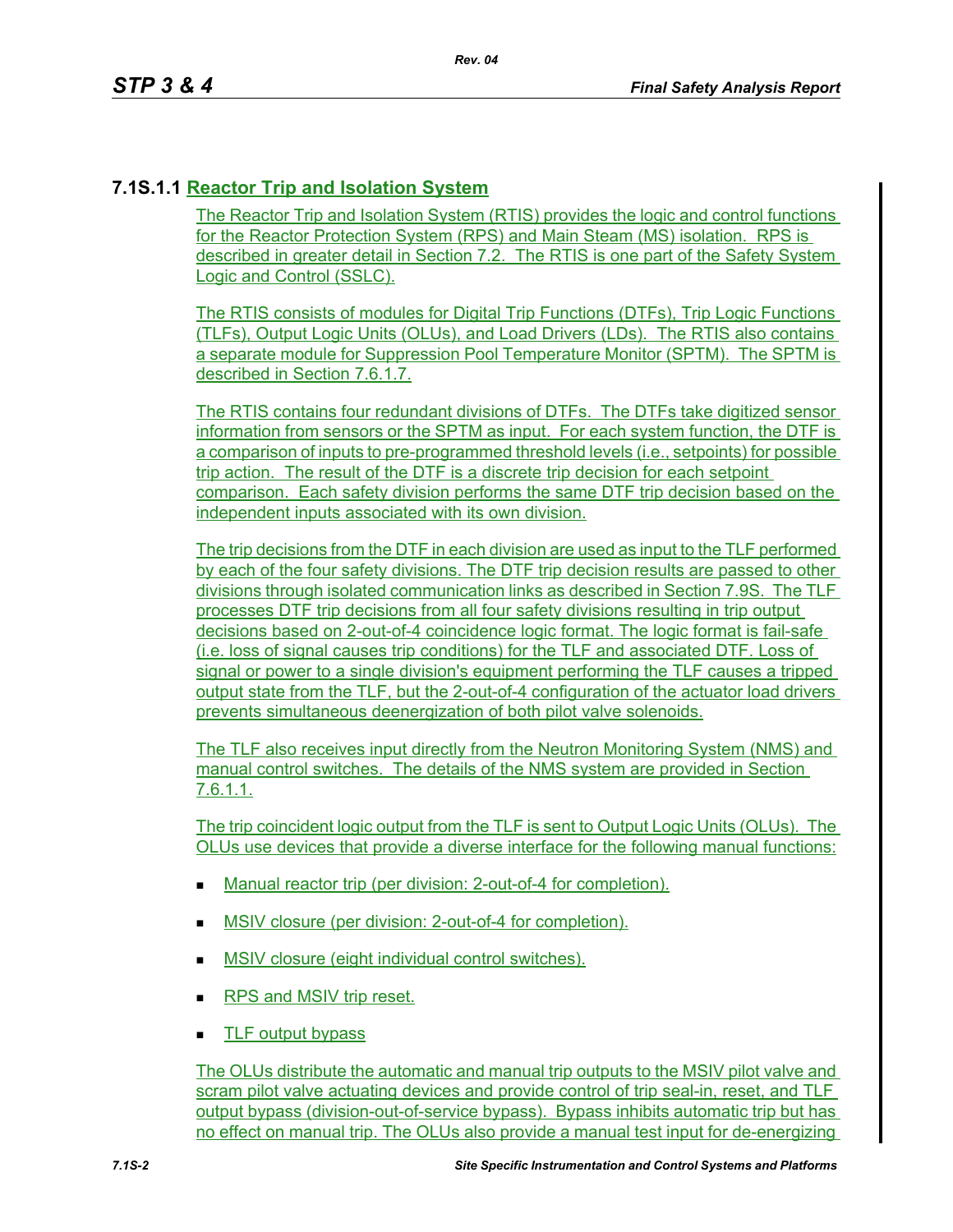### 7.1S.1.1 Reactor Trip and Isolation System

The Reactor Trip and Isolation System (RTIS) provides the logic and control functions for the Reactor Protection System (RPS) and Main Steam (MS) isolation. RPS is described in greater detail in Section 7.2. The RTIS is one part of the Safety System Logic and Control (SSLC).

The RTIS consists of modules for Digital Trip Functions (DTFs), Trip Logic Functions (TLFs), Output Logic Units (OLUs), and Load Drivers (LDs). The RTIS also contains a separate module for Suppression Pool Temperature Monitor (SPTM). The SPTM is described in Section 7.6.1.7.

The RTIS contains four redundant divisions of DTFs. The DTFs take digitized sensor information from sensors or the SPTM as input. For each system function, the DTF is a comparison of inputs to pre-programmed threshold levels (i.e., setpoints) for possible trip action. The result of the DTF is a discrete trip decision for each setpoint comparison. Each safety division performs the same DTF trip decision based on the independent inputs associated with its own division.

The trip decisions from the DTF in each division are used as input to the TLF performed by each of the four safety divisions. The DTF trip decision results are passed to other divisions through isolated communication links as described in Section 7.9S. The TLF processes DTF trip decisions from all four safety divisions resulting in trip output decisions based on 2-out-of-4 coincidence logic format. The logic format is fail-safe (i.e. loss of signal causes trip conditions) for the TLF and associated DTF. Loss of signal or power to a single division's equipment performing the TLF causes a tripped output state from the TLF, but the 2-out-of-4 configuration of the actuator load drivers prevents simultaneous deenergization of both pilot valve solenoids.

The TLF also receives input directly from the Neutron Monitoring System (NMS) and manual control switches. The details of the NMS system are provided in Section 7.6.1.1.

The trip coincident logic output from the TLF is sent to Output Logic Units (OLUs). The OLUs use devices that provide a diverse interface for the following manual functions:

- Manual reactor trip (per division: 2-out-of-4 for completion).
- MSIV closure (per division: 2-out-of-4 for completion).
- MSIV closure (eight individual control switches).
- RPS and MSIV trip reset.
- TLF output bypass

The OLUs distribute the automatic and manual trip outputs to the MSIV pilot valve and scram pilot valve actuating devices and provide control of trip seal-in, reset, and TLF output bypass (division-out-of-service bypass). Bypass inhibits automatic trip but has no effect on manual trip. The OLUs also provide a manual test input for de-energizing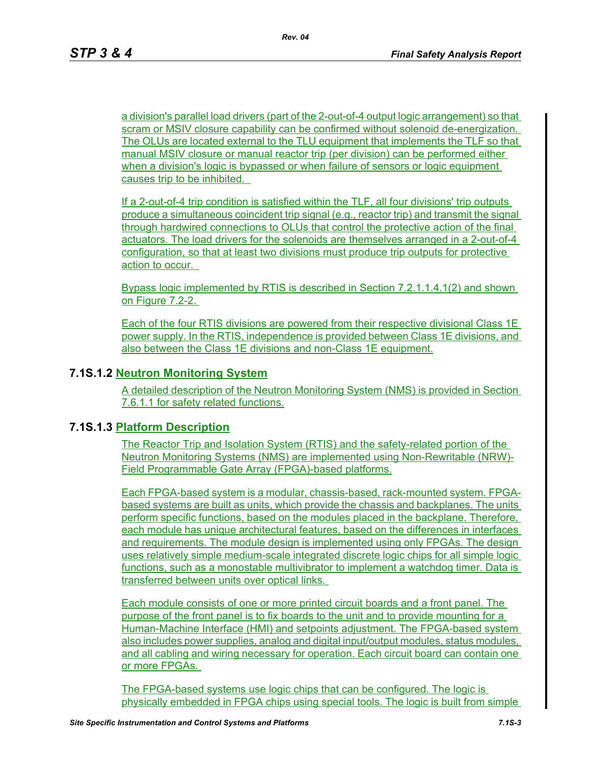a division's parallel load drivers (part of the 2-out-of-4 output logic arrangement) so that scram or MSIV closure capability can be confirmed without solenoid de-energization. The OLUs are located external to the TLU equipment that implements the TLF so that manual MSIV closure or manual reactor trip (per division) can be performed either when a division's logic is bypassed or when failure of sensors or logic equipment causes trip to be inhibited.

If a 2-out-of-4 trip condition is satisfied within the TLF, all four divisions' trip outputs produce a simultaneous coincident trip signal (e.g., reactor trip) and transmit the signal through hardwired connections to OLUs that control the protective action of the final actuators. The load drivers for the solenoids are themselves arranged in a 2-out-of-4 configuration, so that at least two divisions must produce trip outputs for protective action to occur.

Bypass logic implemented by RTIS is described in Section 7.2.1.1.4.1(2) and shown on Figure 7.2-2.

Each of the four RTIS divisions are powered from their respective divisional Class 1E power supply. In the RTIS, independence is provided between Class 1E divisions, and also between the Class 1E divisions and non-Class 1E equipment.

### 7.1S.1.2 Neutron Monitoring System

A detailed description of the Neutron Monitoring System (NMS) is provided in Section 7.6.1.1 for safety related functions.

### 7.1S.1.3 Platform Description

The Reactor Trip and Isolation System (RTIS) and the safety-related portion of the Neutron Monitoring Systems (NMS) are implemented using Non-Rewritable (NRW)-Field Programmable Gate Array (FPGA)-based platforms.

Each FPGA-based system is a modular, chassis-based, rack-mounted system. FPGA-based systems are built as units, which provide the chassis and backplanes. The units perform specific functions, based on the modules placed in the backplane. Therefore, each module has unique architectural features, based on the differences in interfaces and requirements. The module design is implemented using only FPGAs. The design uses relatively simple medium-scale integrated discrete logic chips for all simple logic functions, such as a monostable multivibrator to implement a watchdog timer. Data is transferred between units over optical links.

Each module consists of one or more printed circuit boards and a front panel. The purpose of the front panel is to fix boards to the unit and to provide mounting for a Human-Machine Interface (HMI) and setpoints adjustment. The FPGA-based system also includes power supplies, analog and digital input/output modules, status modules, and all cabling and wiring necessary for operation. Each circuit board can contain one or more FPGAs.

The FPGA-based systems use logic chips that can be configured. The logic is physically embedded in FPGA chips using special tools. The logic is built from simple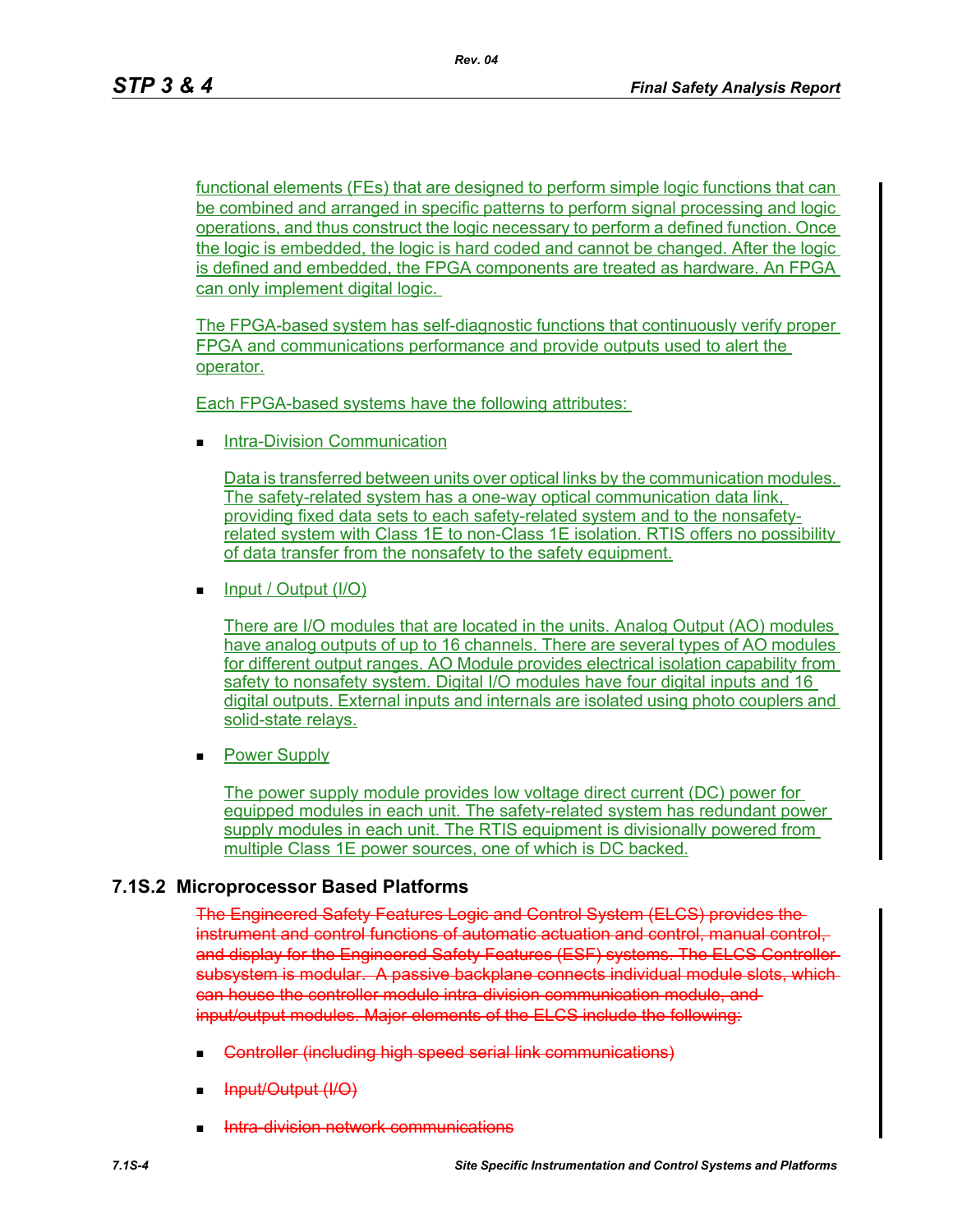functional elements (FEs) that are designed to perform simple logic functions that can be combined and arranged in specific patterns to perform signal processing and logic operations, and thus construct the logic necessary to perform a defined function. Once the logic is embedded, the logic is hard coded and cannot be changed. After the logic is defined and embedded, the FPGA components are treated as hardware. An FPGA can only implement digital logic.

The FPGA-based system has self-diagnostic functions that continuously verify proper FPGA and communications performance and provide outputs used to alert the operator.

Each FPGA-based systems have the following attributes:

- Intra-Division Communication

  Data is transferred between units over optical links by the communication modules. The safety-related system has a one-way optical communication data link, providing fixed data sets to each safety-related system and to the nonsafety-related system with Class 1E to non-Class 1E isolation. RTIS offers no possibility of data transfer from the nonsafety to the safety equipment.

- Input / Output (I/O)

  There are I/O modules that are located in the units. Analog Output (AO) modules have analog outputs of up to 16 channels. There are several types of AO modules for different output ranges. AO Module provides electrical isolation capability from safety to nonsafety system. Digital I/O modules have four digital inputs and 16 digital outputs. External inputs and internals are isolated using photo couplers and solid-state relays.

- Power Supply

  The power supply module provides low voltage direct current (DC) power for equipped modules in each unit. The safety-related system has redundant power supply modules in each unit. The RTIS equipment is divisionally powered from multiple Class 1E power sources, one of which is DC backed.

## 7.1S.2 Microprocessor Based Platforms

~~The Engineered Safety Features Logic and Control System (ELCS) provides the instrument and control functions of automatic actuation and control, manual control, and display for the Engineered Safety Features (ESF) systems. The ELCS Controller subsystem is modular. A passive backplane connects individual module slots, which can house the controller module intra-division communication module, and input/output modules. Major elements of the ELCS include the following:~~

- ~~Controller (including high speed serial link communications)~~
- ~~Input/Output (I/O)~~
- ~~Intra-division network communications~~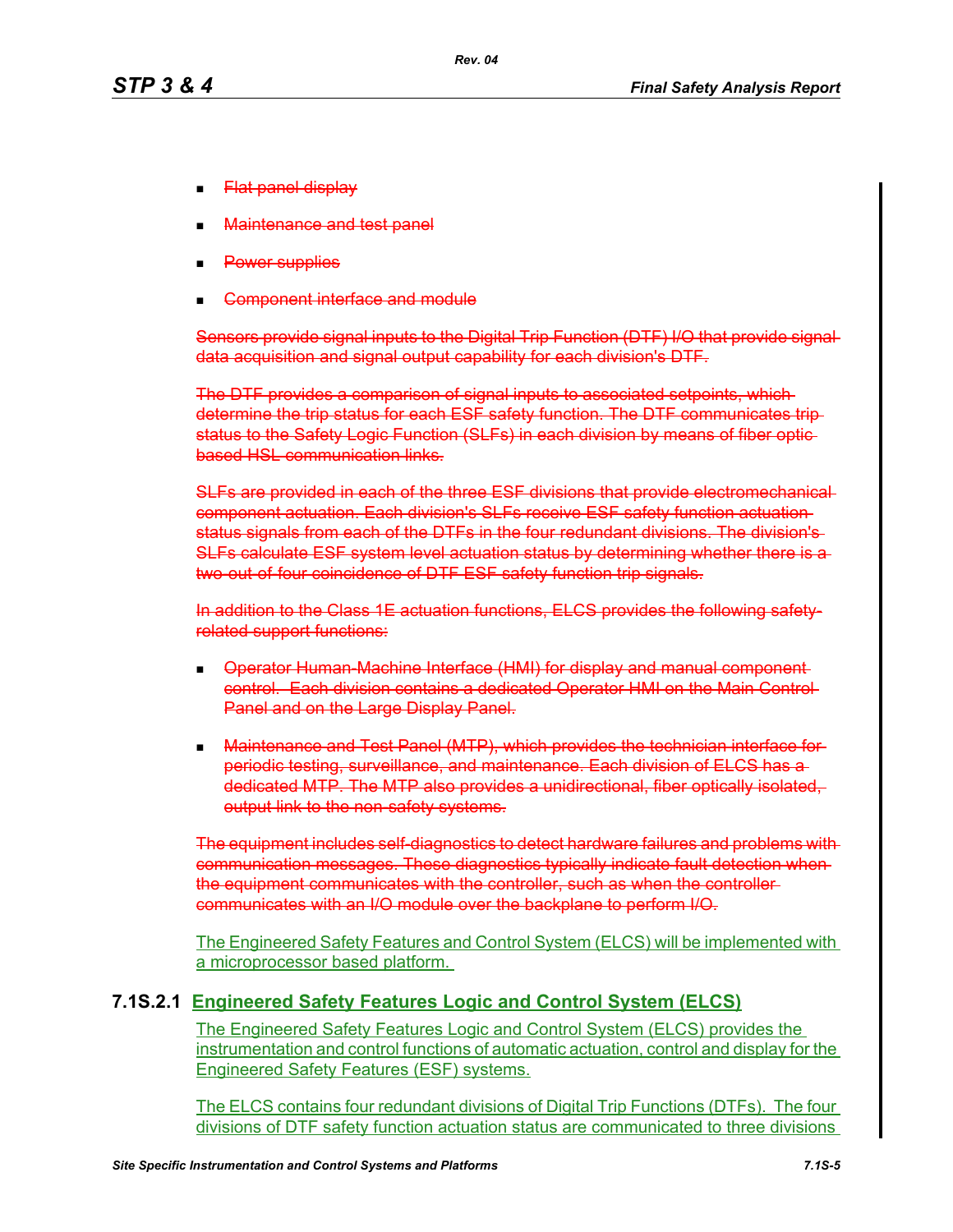- ~~Flat panel display~~
- ~~Maintenance and test panel~~
- ~~Power supplies~~
- ~~Component interface and module~~

~~Sensors provide signal inputs to the Digital Trip Function (DTF) I/O that provide signal data acquisition and signal output capability for each division's DTF.~~

~~The DTF provides a comparison of signal inputs to associated setpoints, which determine the trip status for each ESF safety function. The DTF communicates trip status to the Safety Logic Function (SLFs) in each division by means of fiber optic based HSL communication links.~~

~~SLFs are provided in each of the three ESF divisions that provide electromechanical component actuation. Each division's SLFs receive ESF safety function actuation status signals from each of the DTFs in the four redundant divisions. The division's SLFs calculate ESF system level actuation status by determining whether there is a two-out-of-four coincidence of DTF ESF safety function trip signals.~~

~~In addition to the Class 1E actuation functions, ELCS provides the following safety-related support functions:~~

- ~~Operator Human-Machine Interface (HMI) for display and manual component control. Each division contains a dedicated Operator HMI on the Main Control Panel and on the Large Display Panel.~~
- ~~Maintenance and Test Panel (MTP), which provides the technician interface for periodic testing, surveillance, and maintenance. Each division of ELCS has a dedicated MTP. The MTP also provides a unidirectional, fiber optically isolated, output link to the non-safety systems.~~

~~The equipment includes self-diagnostics to detect hardware failures and problems with communication messages. These diagnostics typically indicate fault detection when the equipment communicates with the controller, such as when the controller communicates with an I/O module over the backplane to perform I/O.~~

The Engineered Safety Features and Control System (ELCS) will be implemented with a microprocessor based platform.

## 7.1S.2.1 Engineered Safety Features Logic and Control System (ELCS)

The Engineered Safety Features Logic and Control System (ELCS) provides the instrumentation and control functions of automatic actuation, control and display for the Engineered Safety Features (ESF) systems.

The ELCS contains four redundant divisions of Digital Trip Functions (DTFs). The four divisions of DTF safety function actuation status are communicated to three divisions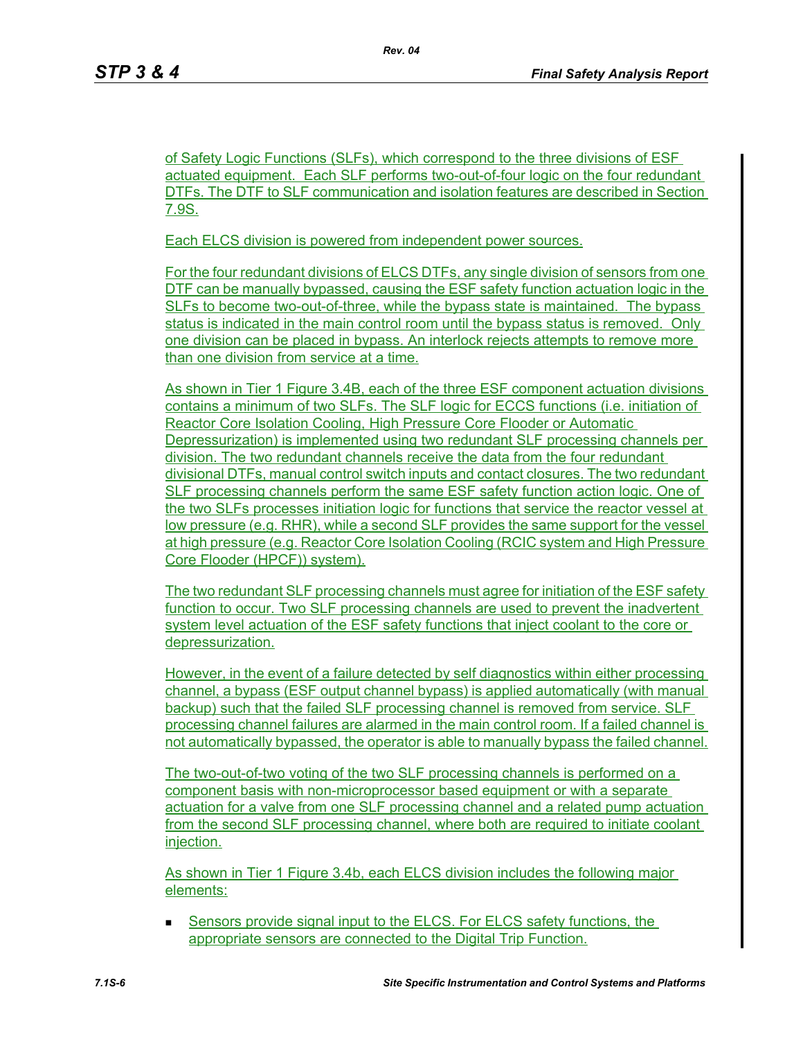of Safety Logic Functions (SLFs), which correspond to the three divisions of ESF actuated equipment. Each SLF performs two-out-of-four logic on the four redundant DTFs. The DTF to SLF communication and isolation features are described in Section 7.9S.

Each ELCS division is powered from independent power sources.

For the four redundant divisions of ELCS DTFs, any single division of sensors from one DTF can be manually bypassed, causing the ESF safety function actuation logic in the SLFs to become two-out-of-three, while the bypass state is maintained. The bypass status is indicated in the main control room until the bypass status is removed. Only one division can be placed in bypass. An interlock rejects attempts to remove more than one division from service at a time.

As shown in Tier 1 Figure 3.4B, each of the three ESF component actuation divisions contains a minimum of two SLFs. The SLF logic for ECCS functions (i.e. initiation of Reactor Core Isolation Cooling, High Pressure Core Flooder or Automatic Depressurization) is implemented using two redundant SLF processing channels per division. The two redundant channels receive the data from the four redundant divisional DTFs, manual control switch inputs and contact closures. The two redundant SLF processing channels perform the same ESF safety function action logic. One of the two SLFs processes initiation logic for functions that service the reactor vessel at low pressure (e.g. RHR), while a second SLF provides the same support for the vessel at high pressure (e.g. Reactor Core Isolation Cooling (RCIC system and High Pressure Core Flooder (HPCF)) system).

The two redundant SLF processing channels must agree for initiation of the ESF safety function to occur. Two SLF processing channels are used to prevent the inadvertent system level actuation of the ESF safety functions that inject coolant to the core or depressurization.

However, in the event of a failure detected by self diagnostics within either processing channel, a bypass (ESF output channel bypass) is applied automatically (with manual backup) such that the failed SLF processing channel is removed from service. SLF processing channel failures are alarmed in the main control room. If a failed channel is not automatically bypassed, the operator is able to manually bypass the failed channel.

The two-out-of-two voting of the two SLF processing channels is performed on a component basis with non-microprocessor based equipment or with a separate actuation for a valve from one SLF processing channel and a related pump actuation from the second SLF processing channel, where both are required to initiate coolant injection.

As shown in Tier 1 Figure 3.4b, each ELCS division includes the following major elements:

- Sensors provide signal input to the ELCS. For ELCS safety functions, the appropriate sensors are connected to the Digital Trip Function.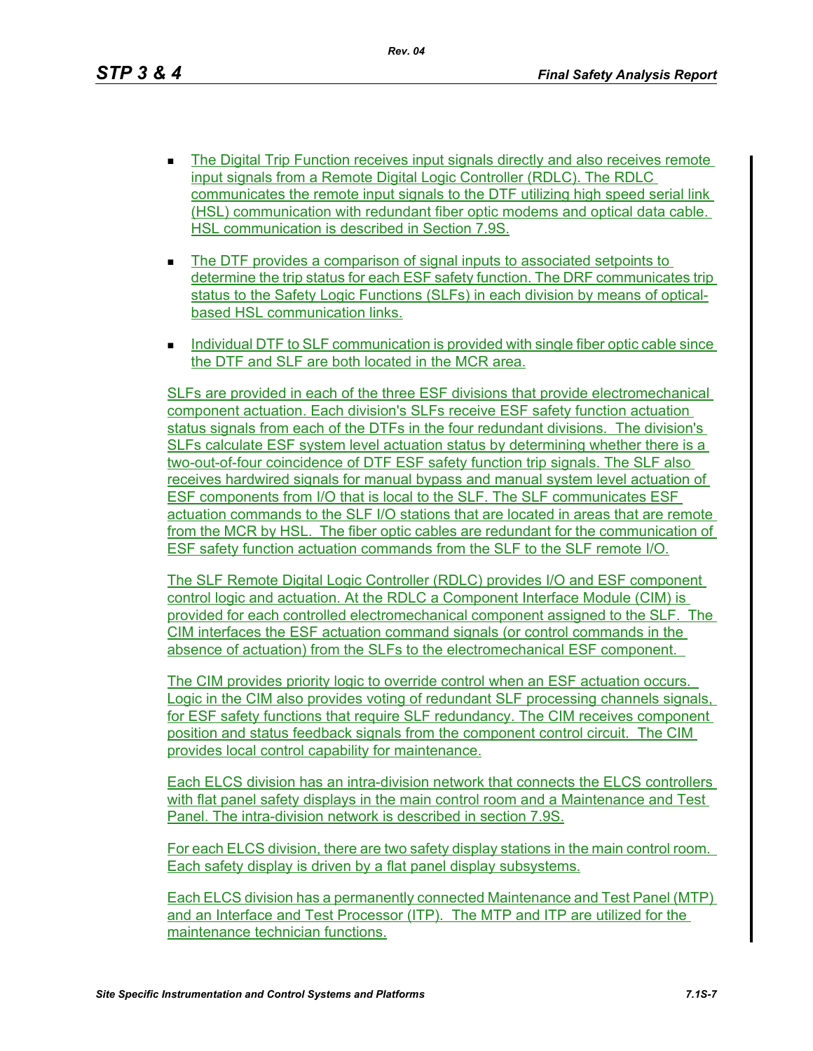- The Digital Trip Function receives input signals directly and also receives remote input signals from a Remote Digital Logic Controller (RDLC). The RDLC communicates the remote input signals to the DTF utilizing high speed serial link (HSL) communication with redundant fiber optic modems and optical data cable. HSL communication is described in Section 7.9S.

- The DTF provides a comparison of signal inputs to associated setpoints to determine the trip status for each ESF safety function. The DRF communicates trip status to the Safety Logic Functions (SLFs) in each division by means of optical-based HSL communication links.

- Individual DTF to SLF communication is provided with single fiber optic cable since the DTF and SLF are both located in the MCR area.

SLFs are provided in each of the three ESF divisions that provide electromechanical component actuation. Each division's SLFs receive ESF safety function actuation status signals from each of the DTFs in the four redundant divisions. The division's SLFs calculate ESF system level actuation status by determining whether there is a two-out-of-four coincidence of DTF ESF safety function trip signals. The SLF also receives hardwired signals for manual bypass and manual system level actuation of ESF components from I/O that is local to the SLF. The SLF communicates ESF actuation commands to the SLF I/O stations that are located in areas that are remote from the MCR by HSL. The fiber optic cables are redundant for the communication of ESF safety function actuation commands from the SLF to the SLF remote I/O.

The SLF Remote Digital Logic Controller (RDLC) provides I/O and ESF component control logic and actuation. At the RDLC a Component Interface Module (CIM) is provided for each controlled electromechanical component assigned to the SLF. The CIM interfaces the ESF actuation command signals (or control commands in the absence of actuation) from the SLFs to the electromechanical ESF component.

The CIM provides priority logic to override control when an ESF actuation occurs. Logic in the CIM also provides voting of redundant SLF processing channels signals, for ESF safety functions that require SLF redundancy. The CIM receives component position and status feedback signals from the component control circuit. The CIM provides local control capability for maintenance.

Each ELCS division has an intra-division network that connects the ELCS controllers with flat panel safety displays in the main control room and a Maintenance and Test Panel. The intra-division network is described in section 7.9S.

For each ELCS division, there are two safety display stations in the main control room. Each safety display is driven by a flat panel display subsystems.

Each ELCS division has a permanently connected Maintenance and Test Panel (MTP) and an Interface and Test Processor (ITP). The MTP and ITP are utilized for the maintenance technician functions.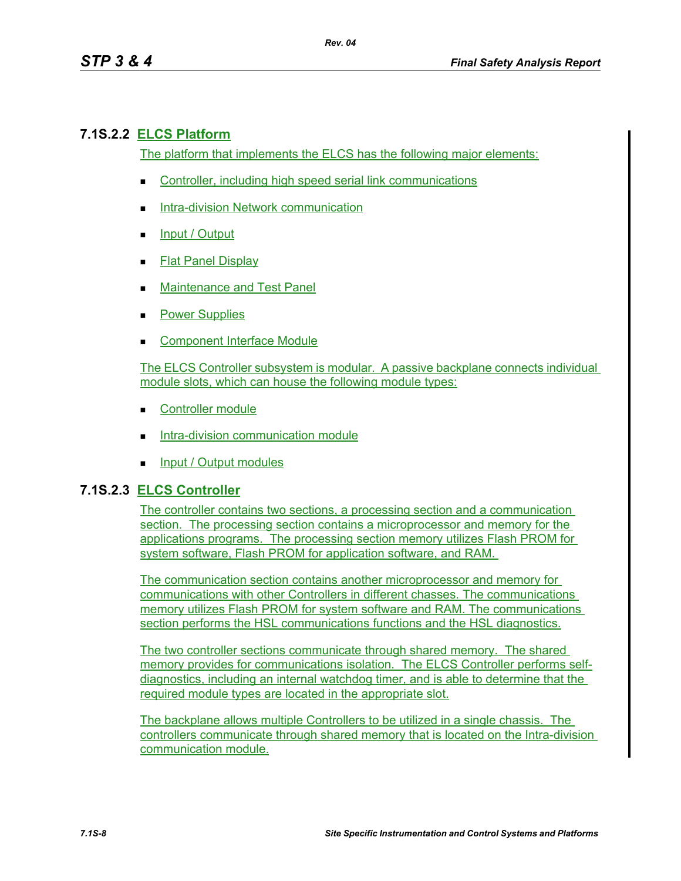### 7.1S.2.2 ELCS Platform

The platform that implements the ELCS has the following major elements:

- Controller, including high speed serial link communications
- Intra-division Network communication
- Input / Output
- Flat Panel Display
- Maintenance and Test Panel
- Power Supplies
- Component Interface Module

The ELCS Controller subsystem is modular. A passive backplane connects individual module slots, which can house the following module types:

- Controller module
- Intra-division communication module
- Input / Output modules

### 7.1S.2.3 ELCS Controller

The controller contains two sections, a processing section and a communication section. The processing section contains a microprocessor and memory for the applications programs. The processing section memory utilizes Flash PROM for system software, Flash PROM for application software, and RAM.

The communication section contains another microprocessor and memory for communications with other Controllers in different chasses. The communications memory utilizes Flash PROM for system software and RAM. The communications section performs the HSL communications functions and the HSL diagnostics.

The two controller sections communicate through shared memory. The shared memory provides for communications isolation. The ELCS Controller performs self-diagnostics, including an internal watchdog timer, and is able to determine that the required module types are located in the appropriate slot.

The backplane allows multiple Controllers to be utilized in a single chassis. The controllers communicate through shared memory that is located on the Intra-division communication module.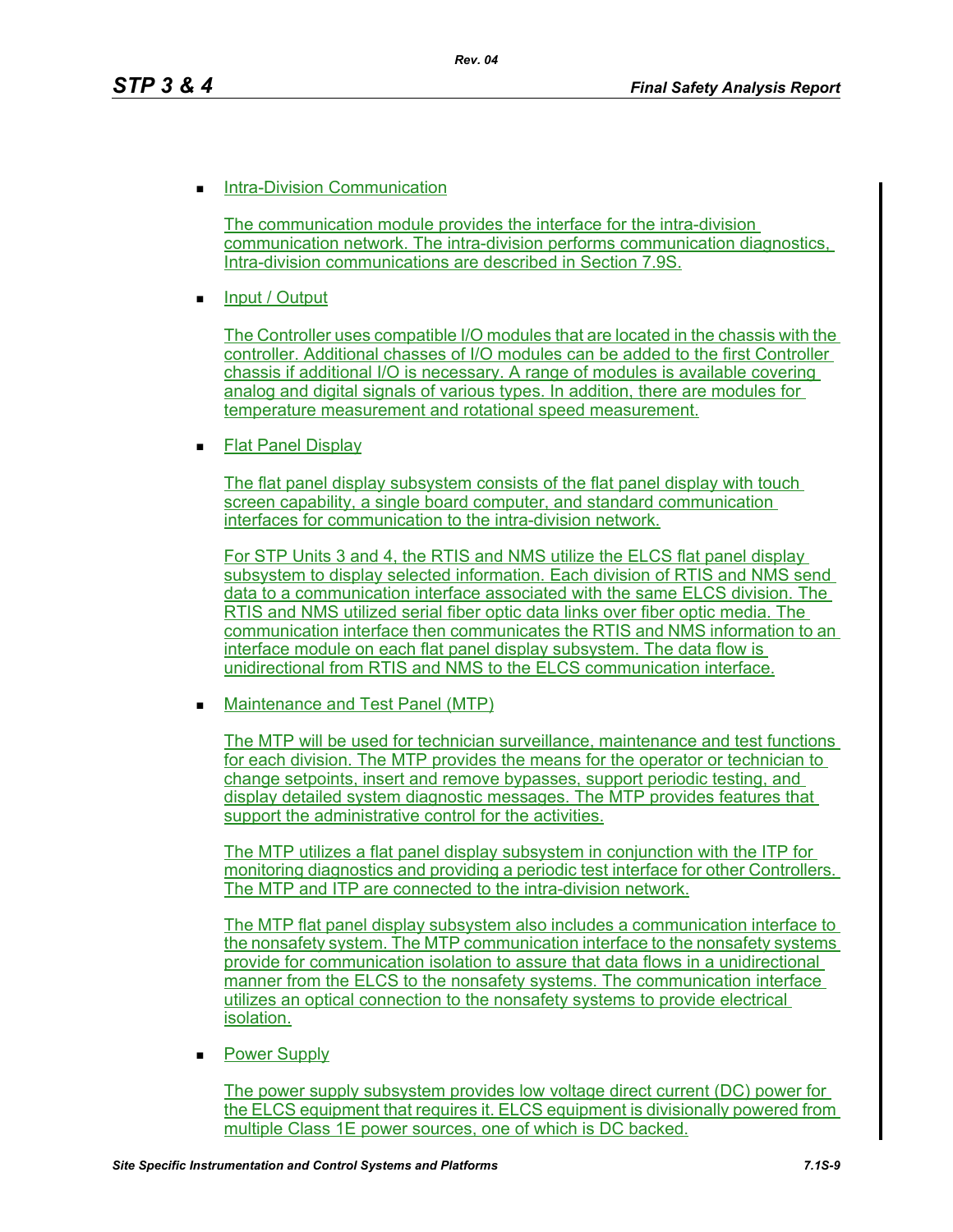- Intra-Division Communication

  The communication module provides the interface for the intra-division communication network. The intra-division performs communication diagnostics, Intra-division communications are described in Section 7.9S.

- Input / Output

  The Controller uses compatible I/O modules that are located in the chassis with the controller. Additional chasses of I/O modules can be added to the first Controller chassis if additional I/O is necessary. A range of modules is available covering analog and digital signals of various types. In addition, there are modules for temperature measurement and rotational speed measurement.

- Flat Panel Display

  The flat panel display subsystem consists of the flat panel display with touch screen capability, a single board computer, and standard communication interfaces for communication to the intra-division network.

  For STP Units 3 and 4, the RTIS and NMS utilize the ELCS flat panel display subsystem to display selected information. Each division of RTIS and NMS send data to a communication interface associated with the same ELCS division. The RTIS and NMS utilized serial fiber optic data links over fiber optic media. The communication interface then communicates the RTIS and NMS information to an interface module on each flat panel display subsystem. The data flow is unidirectional from RTIS and NMS to the ELCS communication interface.

- Maintenance and Test Panel (MTP)

  The MTP will be used for technician surveillance, maintenance and test functions for each division. The MTP provides the means for the operator or technician to change setpoints, insert and remove bypasses, support periodic testing, and display detailed system diagnostic messages. The MTP provides features that support the administrative control for the activities.

  The MTP utilizes a flat panel display subsystem in conjunction with the ITP for monitoring diagnostics and providing a periodic test interface for other Controllers. The MTP and ITP are connected to the intra-division network.

  The MTP flat panel display subsystem also includes a communication interface to the nonsafety system. The MTP communication interface to the nonsafety systems provide for communication isolation to assure that data flows in a unidirectional manner from the ELCS to the nonsafety systems. The communication interface utilizes an optical connection to the nonsafety systems to provide electrical isolation.

- Power Supply

  The power supply subsystem provides low voltage direct current (DC) power for the ELCS equipment that requires it. ELCS equipment is divisionally powered from multiple Class 1E power sources, one of which is DC backed.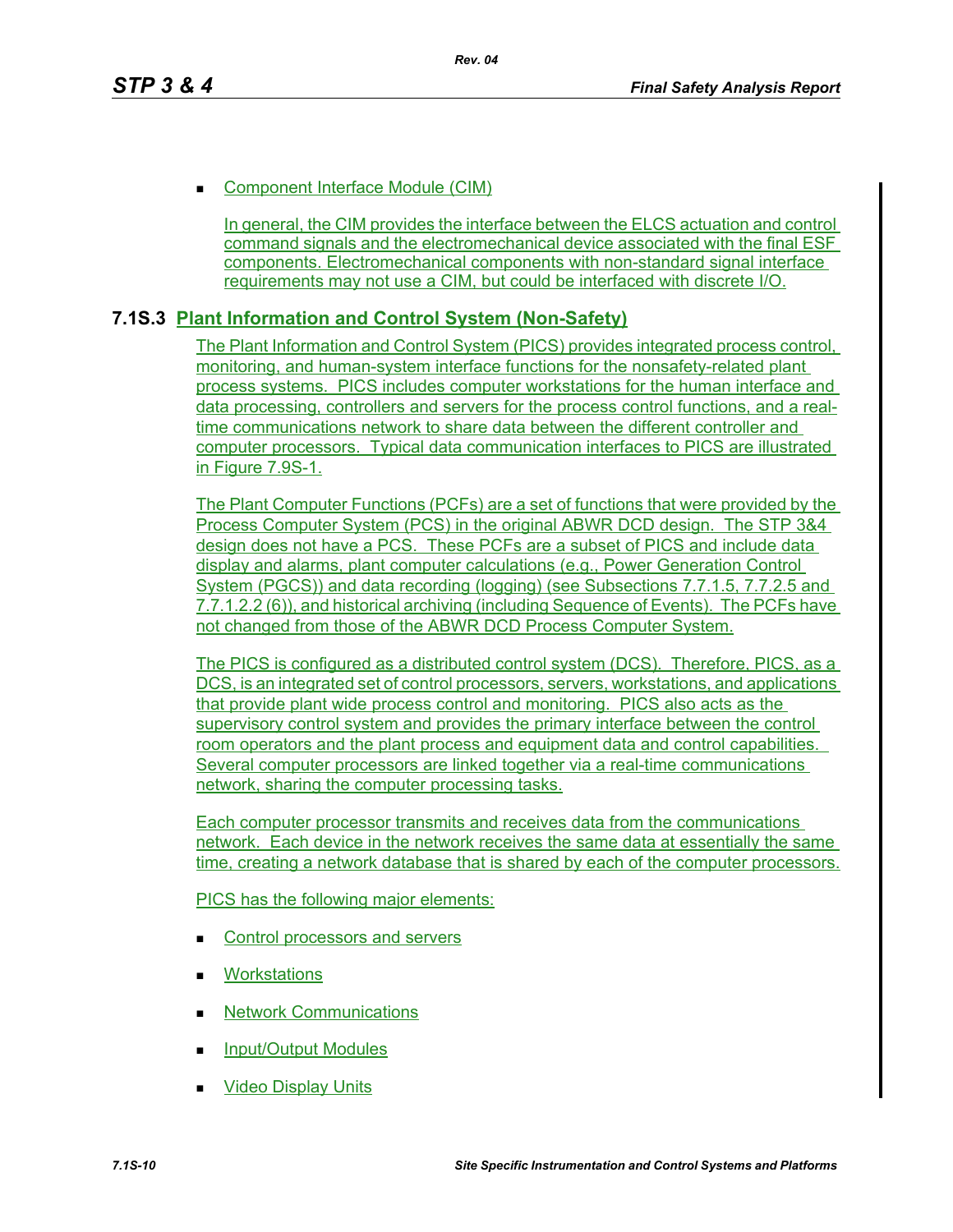- Component Interface Module (CIM)

  In general, the CIM provides the interface between the ELCS actuation and control command signals and the electromechanical device associated with the final ESF components. Electromechanical components with non-standard signal interface requirements may not use a CIM, but could be interfaced with discrete I/O.

## 7.1S.3 Plant Information and Control System (Non-Safety)

The Plant Information and Control System (PICS) provides integrated process control, monitoring, and human-system interface functions for the nonsafety-related plant process systems. PICS includes computer workstations for the human interface and data processing, controllers and servers for the process control functions, and a real-time communications network to share data between the different controller and computer processors. Typical data communication interfaces to PICS are illustrated in Figure 7.9S-1.

The Plant Computer Functions (PCFs) are a set of functions that were provided by the Process Computer System (PCS) in the original ABWR DCD design. The STP 3&4 design does not have a PCS. These PCFs are a subset of PICS and include data display and alarms, plant computer calculations (e.g., Power Generation Control System (PGCS)) and data recording (logging) (see Subsections 7.7.1.5, 7.7.2.5 and 7.7.1.2.2 (6)), and historical archiving (including Sequence of Events). The PCFs have not changed from those of the ABWR DCD Process Computer System.

The PICS is configured as a distributed control system (DCS). Therefore, PICS, as a DCS, is an integrated set of control processors, servers, workstations, and applications that provide plant wide process control and monitoring. PICS also acts as the supervisory control system and provides the primary interface between the control room operators and the plant process and equipment data and control capabilities. Several computer processors are linked together via a real-time communications network, sharing the computer processing tasks.

Each computer processor transmits and receives data from the communications network. Each device in the network receives the same data at essentially the same time, creating a network database that is shared by each of the computer processors.

PICS has the following major elements:

- Control processors and servers
- Workstations
- Network Communications
- Input/Output Modules
- Video Display Units